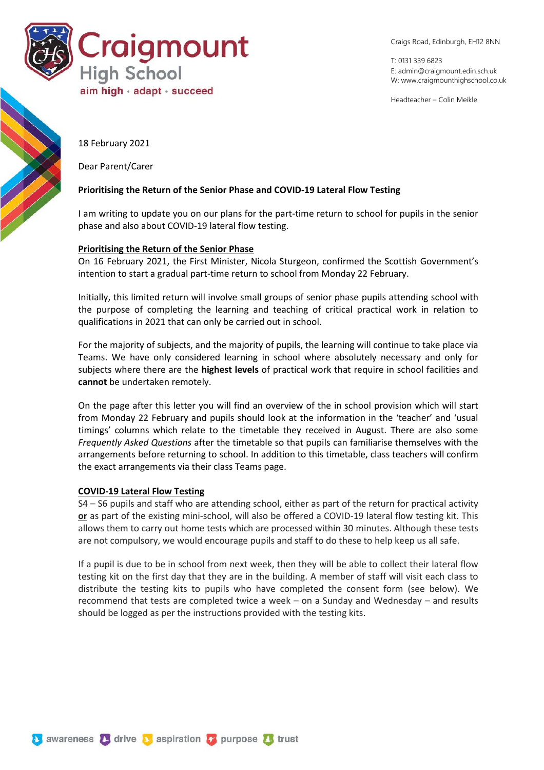# Craigmount High School

aim high • adapt • succeed

Craigs Road, Edinburgh, EH12 8NN

T: 0131 339 6823
E: admin@craigmount.edin.sch.uk
W: www.craigmounthighschool.co.uk

Headteacher – Colin Meikle

18 February 2021

Dear Parent/Carer

**Prioritising the Return of the Senior Phase and COVID-19 Lateral Flow Testing**

I am writing to update you on our plans for the part-time return to school for pupils in the senior phase and also about COVID-19 lateral flow testing.

**Prioritising the Return of the Senior Phase**

On 16 February 2021, the First Minister, Nicola Sturgeon, confirmed the Scottish Government's intention to start a gradual part-time return to school from Monday 22 February.

Initially, this limited return will involve small groups of senior phase pupils attending school with the purpose of completing the learning and teaching of critical practical work in relation to qualifications in 2021 that can only be carried out in school.

For the majority of subjects, and the majority of pupils, the learning will continue to take place via Teams. We have only considered learning in school where absolutely necessary and only for subjects where there are the **highest levels** of practical work that require in school facilities and **cannot** be undertaken remotely.

On the page after this letter you will find an overview of the in school provision which will start from Monday 22 February and pupils should look at the information in the 'teacher' and 'usual timings' columns which relate to the timetable they received in August. There are also some *Frequently Asked Questions* after the timetable so that pupils can familiarise themselves with the arrangements before returning to school. In addition to this timetable, class teachers will confirm the exact arrangements via their class Teams page.

**COVID-19 Lateral Flow Testing**

S4 – S6 pupils and staff who are attending school, either as part of the return for practical activity **or** as part of the existing mini-school, will also be offered a COVID-19 lateral flow testing kit. This allows them to carry out home tests which are processed within 30 minutes. Although these tests are not compulsory, we would encourage pupils and staff to do these to help keep us all safe.

If a pupil is due to be in school from next week, then they will be able to collect their lateral flow testing kit on the first day that they are in the building. A member of staff will visit each class to distribute the testing kits to pupils who have completed the consent form (see below). We recommend that tests are completed twice a week – on a Sunday and Wednesday – and results should be logged as per the instructions provided with the testing kits.

awareness • drive • aspiration • purpose • trust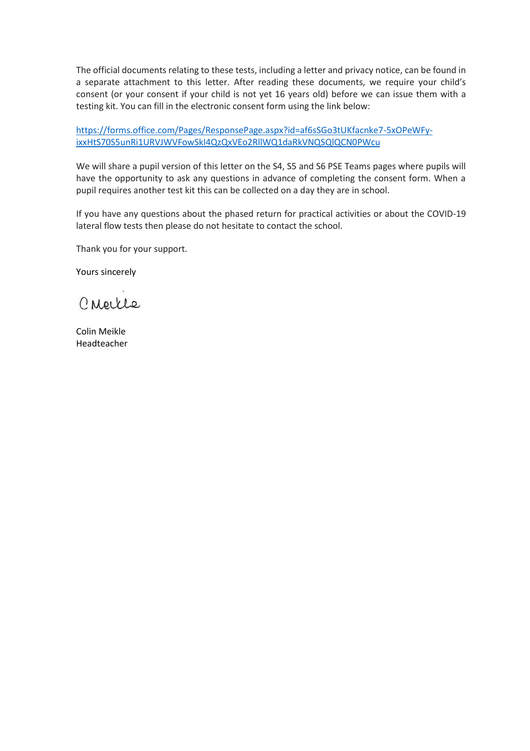The official documents relating to these tests, including a letter and privacy notice, can be found in a separate attachment to this letter. After reading these documents, we require your child's consent (or your consent if your child is not yet 16 years old) before we can issue them with a testing kit. You can fill in the electronic consent form using the link below:

https://forms.office.com/Pages/ResponsePage.aspx?id=af6sSGo3tUKfacnke7-5xOPeWFy-ixxHtS70S5unRi1URVJWVFowSkI4QzQxVEo2RllWQ1daRkVNQSQlQCN0PWcu

We will share a pupil version of this letter on the S4, S5 and S6 PSE Teams pages where pupils will have the opportunity to ask any questions in advance of completing the consent form. When a pupil requires another test kit this can be collected on a day they are in school.

If you have any questions about the phased return for practical activities or about the COVID-19 lateral flow tests then please do not hesitate to contact the school.

Thank you for your support.

Yours sincerely

C Meikle

Colin Meikle
Headteacher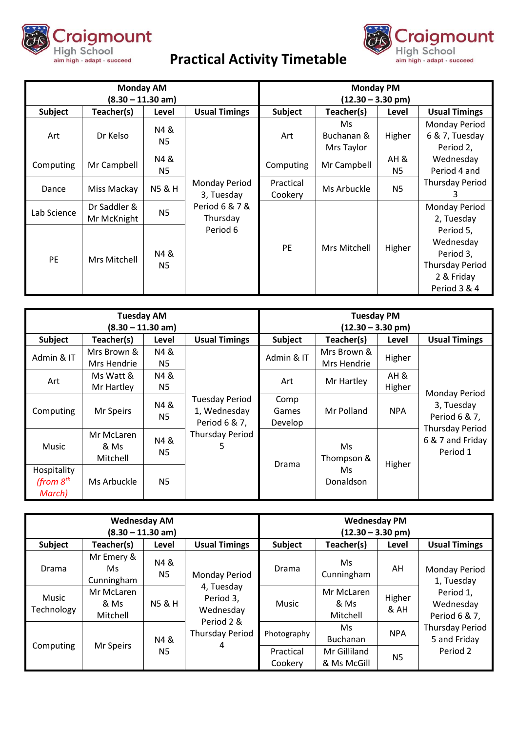# Practical Activity Timetable

| Monday AM (8.30 – 11.30 am) | | | | Monday PM (12.30 – 3.30 pm) | | | |
|---|---|---|---|---|---|---|---|
| **Subject** | **Teacher(s)** | **Level** | **Usual Timings** | **Subject** | **Teacher(s)** | **Level** | **Usual Timings** |
| Art | Dr Kelso | N4 & N5 | Monday Period 3, Tuesday Period 6 & 7 & Thursday Period 6 | Art | Ms Buchanan & Mrs Taylor | Higher | Monday Period 6 & 7, Tuesday Period 2, Wednesday Period 4 and Thursday Period 3 |
| Computing | Mr Campbell | N4 & N5 | | Computing | Mr Campbell | AH & N5 | |
| Dance | Miss Mackay | N5 & H | | Practical Cookery | Ms Arbuckle | N5 | |
| Lab Science | Dr Saddler & Mr McKnight | N5 | | PE | Mrs Mitchell | Higher | Monday Period 2, Tuesday Period 5, Wednesday Period 3, Thursday Period 2 & Friday Period 3 & 4 |
| PE | Mrs Mitchell | N4 & N5 | | | | | |

| Tuesday AM (8.30 – 11.30 am) | | | | Tuesday PM (12.30 – 3.30 pm) | | | |
|---|---|---|---|---|---|---|---|
| **Subject** | **Teacher(s)** | **Level** | **Usual Timings** | **Subject** | **Teacher(s)** | **Level** | **Usual Timings** |
| Admin & IT | Mrs Brown & Mrs Hendrie | N4 & N5 | Tuesday Period 1, Wednesday Period 6 & 7, Thursday Period 5 | Admin & IT | Mrs Brown & Mrs Hendrie | Higher | Monday Period 3, Tuesday Period 6 & 7, Thursday Period 6 & 7 and Friday Period 1 |
| Art | Ms Watt & Mr Hartley | N4 & N5 | | Art | Mr Hartley | AH & Higher | |
| Computing | Mr Speirs | N4 & N5 | | Comp Games Develop | Mr Polland | NPA | |
| Music | Mr McLaren & Ms Mitchell | N4 & N5 | | Drama | Ms Thompson & Ms Donaldson | Higher | |
| Hospitality *(from 8th March)* | Ms Arbuckle | N5 | | | | | |

| Wednesday AM (8.30 – 11.30 am) | | | | Wednesday PM (12.30 – 3.30 pm) | | | |
|---|---|---|---|---|---|---|---|
| **Subject** | **Teacher(s)** | **Level** | **Usual Timings** | **Subject** | **Teacher(s)** | **Level** | **Usual Timings** |
| Drama | Mr Emery & Ms Cunningham | N4 & N5 | Monday Period 4, Tuesday Period 3, Wednesday Period 2 & Thursday Period 4 | Drama | Ms Cunningham | AH | Monday Period 1, Tuesday Period 1, Wednesday Period 6 & 7, Thursday Period 5 and Friday Period 2 |
| Music Technology | Mr McLaren & Ms Mitchell | N5 & H | | Music | Mr McLaren & Ms Mitchell | Higher & AH | |
| Computing | Mr Speirs | N4 & N5 | | Photography | Ms Buchanan | NPA | |
| | | | | Practical Cookery | Mr Gilliland & Ms McGill | N5 | |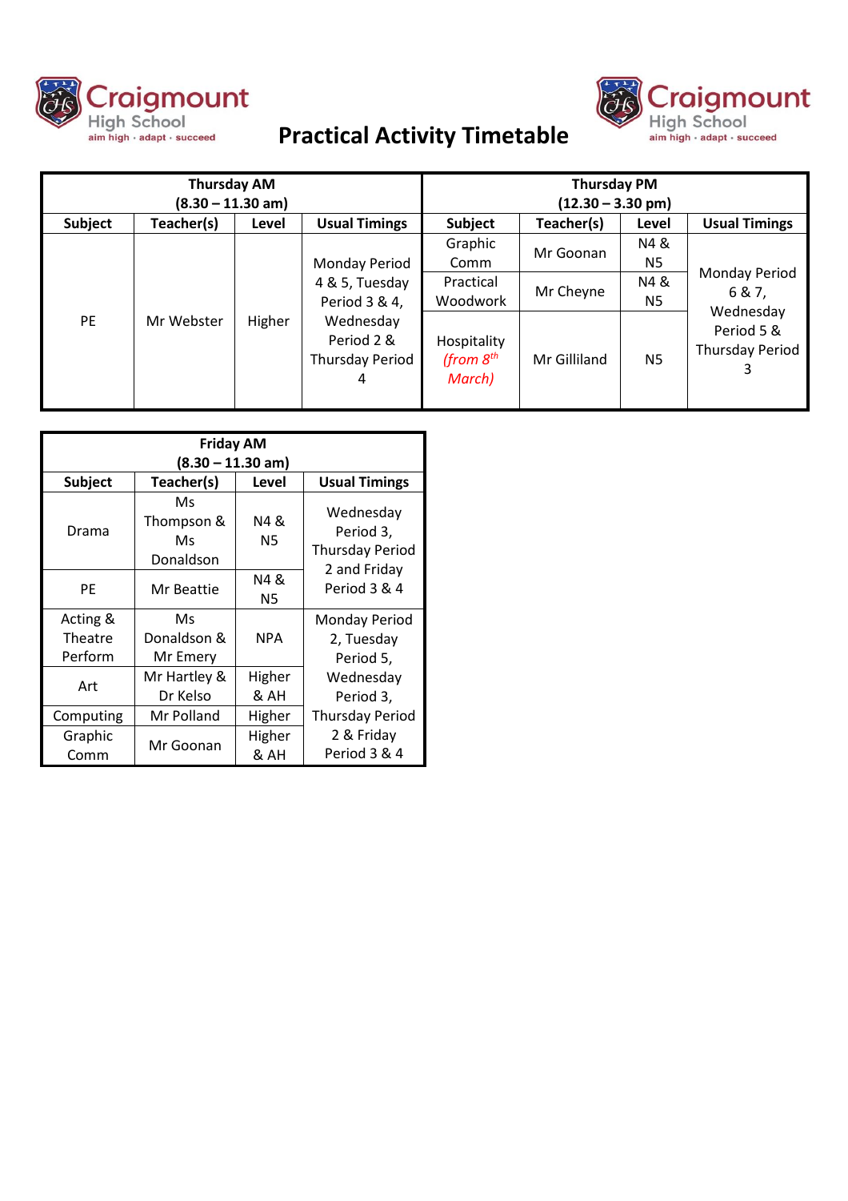# Practical Activity Timetable

| Thursday AM (8.30 – 11.30 am) | | | | Thursday PM (12.30 – 3.30 pm) | | | |
|---|---|---|---|---|---|---|---|
| **Subject** | **Teacher(s)** | **Level** | **Usual Timings** | **Subject** | **Teacher(s)** | **Level** | **Usual Timings** |
| PE | Mr Webster | Higher | Monday Period 4 & 5, Tuesday Period 3 & 4, Wednesday Period 2 & Thursday Period 4 | Graphic Comm | Mr Goonan | N4 & N5 | Monday Period 6 & 7, Wednesday Period 5 & Thursday Period 3 |
| | | | | Practical Woodwork | Mr Cheyne | N4 & N5 | |
| | | | | Hospitality *(from 8th March)* | Mr Gilliland | N5 | |

| Friday AM (8.30 – 11.30 am) | | | |
|---|---|---|---|
| **Subject** | **Teacher(s)** | **Level** | **Usual Timings** |
| Drama | Ms Thompson & Ms Donaldson | N4 & N5 | Wednesday Period 3, Thursday Period 2 and Friday Period 3 & 4 |
| PE | Mr Beattie | N4 & N5 | |
| Acting & Theatre Perform | Ms Donaldson & Mr Emery | NPA | Monday Period 2, Tuesday Period 5, Wednesday Period 3, Thursday Period 2 & Friday Period 3 & 4 |
| Art | Mr Hartley & Dr Kelso | Higher & AH | |
| Computing | Mr Polland | Higher | |
| Graphic Comm | Mr Goonan | Higher & AH | |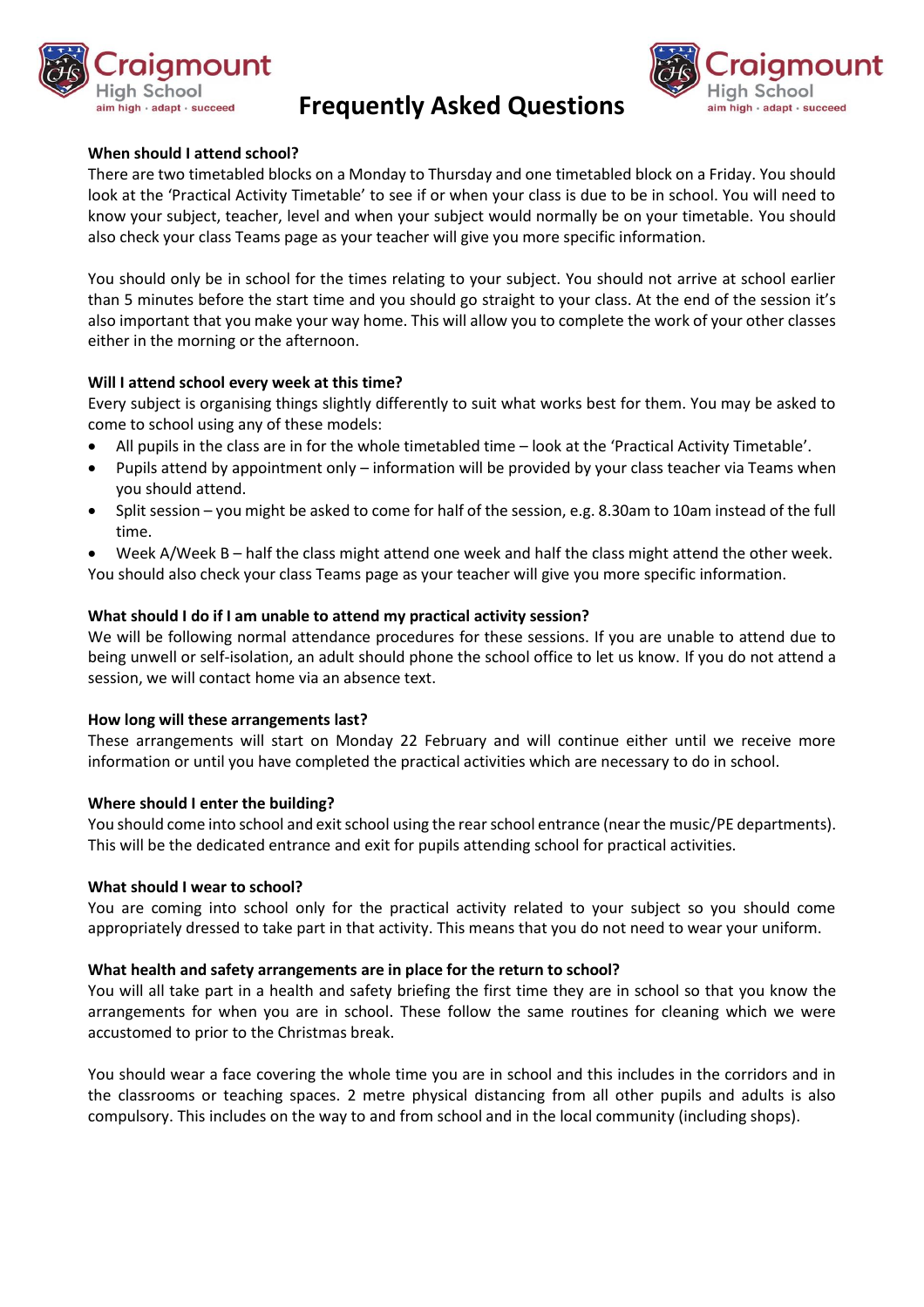# Frequently Asked Questions

**When should I attend school?**

There are two timetabled blocks on a Monday to Thursday and one timetabled block on a Friday. You should look at the 'Practical Activity Timetable' to see if or when your class is due to be in school. You will need to know your subject, teacher, level and when your subject would normally be on your timetable. You should also check your class Teams page as your teacher will give you more specific information.

You should only be in school for the times relating to your subject. You should not arrive at school earlier than 5 minutes before the start time and you should go straight to your class. At the end of the session it's also important that you make your way home. This will allow you to complete the work of your other classes either in the morning or the afternoon.

**Will I attend school every week at this time?**

Every subject is organising things slightly differently to suit what works best for them. You may be asked to come to school using any of these models:

- All pupils in the class are in for the whole timetabled time – look at the 'Practical Activity Timetable'.
- Pupils attend by appointment only – information will be provided by your class teacher via Teams when you should attend.
- Split session – you might be asked to come for half of the session, e.g. 8.30am to 10am instead of the full time.
- Week A/Week B – half the class might attend one week and half the class might attend the other week.

You should also check your class Teams page as your teacher will give you more specific information.

**What should I do if I am unable to attend my practical activity session?**

We will be following normal attendance procedures for these sessions. If you are unable to attend due to being unwell or self-isolation, an adult should phone the school office to let us know. If you do not attend a session, we will contact home via an absence text.

**How long will these arrangements last?**

These arrangements will start on Monday 22 February and will continue either until we receive more information or until you have completed the practical activities which are necessary to do in school.

**Where should I enter the building?**

You should come into school and exit school using the rear school entrance (near the music/PE departments). This will be the dedicated entrance and exit for pupils attending school for practical activities.

**What should I wear to school?**

You are coming into school only for the practical activity related to your subject so you should come appropriately dressed to take part in that activity. This means that you do not need to wear your uniform.

**What health and safety arrangements are in place for the return to school?**

You will all take part in a health and safety briefing the first time they are in school so that you know the arrangements for when you are in school. These follow the same routines for cleaning which we were accustomed to prior to the Christmas break.

You should wear a face covering the whole time you are in school and this includes in the corridors and in the classrooms or teaching spaces. 2 metre physical distancing from all other pupils and adults is also compulsory. This includes on the way to and from school and in the local community (including shops).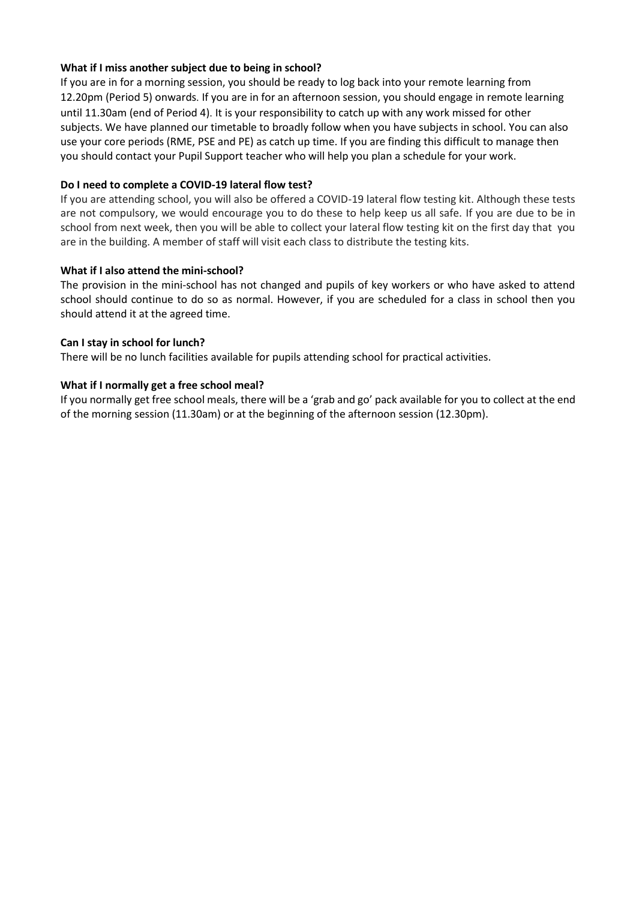**What if I miss another subject due to being in school?**

If you are in for a morning session, you should be ready to log back into your remote learning from 12.20pm (Period 5) onwards. If you are in for an afternoon session, you should engage in remote learning until 11.30am (end of Period 4). It is your responsibility to catch up with any work missed for other subjects. We have planned our timetable to broadly follow when you have subjects in school. You can also use your core periods (RME, PSE and PE) as catch up time. If you are finding this difficult to manage then you should contact your Pupil Support teacher who will help you plan a schedule for your work.

**Do I need to complete a COVID-19 lateral flow test?**

If you are attending school, you will also be offered a COVID-19 lateral flow testing kit. Although these tests are not compulsory, we would encourage you to do these to help keep us all safe. If you are due to be in school from next week, then you will be able to collect your lateral flow testing kit on the first day that you are in the building. A member of staff will visit each class to distribute the testing kits.

**What if I also attend the mini-school?**

The provision in the mini-school has not changed and pupils of key workers or who have asked to attend school should continue to do so as normal. However, if you are scheduled for a class in school then you should attend it at the agreed time.

**Can I stay in school for lunch?**

There will be no lunch facilities available for pupils attending school for practical activities.

**What if I normally get a free school meal?**

If you normally get free school meals, there will be a 'grab and go' pack available for you to collect at the end of the morning session (11.30am) or at the beginning of the afternoon session (12.30pm).